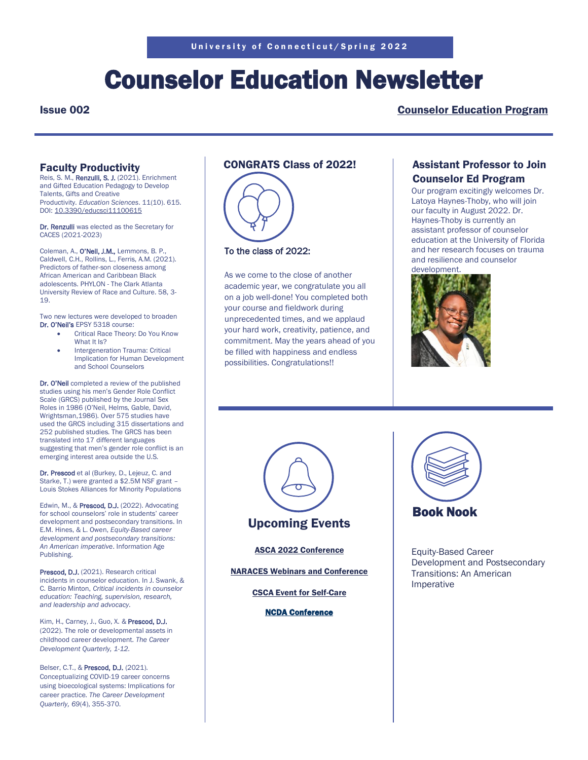University of Connecticut/Spring 2022

# Counselor Education Newsletter

**Issue 002** | **Counselor Education Program**

## Faculty Productivity

Reis, S. M., Renzulli, S. J. (2021). Enrichment and Gifted Education Pedagogy to Develop Talents, Gifts and Creative Productivity. *Education Sciences*. 11(10). 615. DOI: 10.3390/educsci11100615

Dr. Renzulli was elected as the Secretary for CACES (2021-2023)

Coleman, A., O'Neil, J.M., Lemmons, B. P., Caldwell, C.H., Rollins, L., Ferris, A.M. (2021). Predictors of father-son closeness among African American and Caribbean Black adolescents. PHYLON - The Clark Atlanta University Review of Race and Culture. 58, 3-19.

Two new lectures were developed to broaden Dr. O'Neil's EPSY 5318 course:

- Critical Race Theory: Do You Know What It Is?
- Intergeneration Trauma: Critical Implication for Human Development and School Counselors

Dr. O'Neil completed a review of the published studies using his men's Gender Role Conflict Scale (GRCS) published by the Journal Sex Roles in 1986 (O'Neil, Helms, Gable, David, Wrightsman,1986). Over 575 studies have used the GRCS including 315 dissertations and 252 published studies. The GRCS has been translated into 17 different languages suggesting that men's gender role conflict is an emerging interest area outside the U.S.

Dr. Prescod et al (Burkey, D., Lejeuz, C. and Starke, T.) were granted a $2.5M NSF grant – Louis Stokes Alliances for Minority Populations

Edwin, M., & Prescod, D.J. (2022). Advocating for school counselors' role in students' career development and postsecondary transitions. In E.M. Hines, & L. Owen, *Equity-Based career development and postsecondary transitions: An American imperative*. Information Age Publishing.

Prescod, D.J. (2021). Research critical incidents in counselor education. In J. Swank, & C. Barrio Minton, *Critical incidents in counselor education: Teaching, supervision, research, and leadership and advocacy.*

Kim, H., Carney, J., Guo, X. & Prescod, D.J. (2022). The role or developmental assets in childhood career development. *The Career Development Quarterly, 1-12.*

Belser, C.T., & Prescod, D.J. (2021). Conceptualizing COVID-19 career concerns using bioecological systems: Implications for career practice. *The Career Development Quarterly, 69*(4), 355-370.

## CONGRATS Class of 2022!

To the class of 2022:

As we come to the close of another academic year, we congratulate you all on a job well-done! You completed both your course and fieldwork during unprecedented times, and we applaud your hard work, creativity, patience, and commitment. May the years ahead of you be filled with happiness and endless possibilities. Congratulations!!

## Assistant Professor to Join Counselor Ed Program

Our program excitingly welcomes Dr. Latoya Haynes-Thoby, who will join our faculty in August 2022. Dr. Haynes-Thoby is currently an assistant professor of counselor education at the University of Florida and her research focuses on trauma and resilience and counselor development.

## Upcoming Events

**ASCA 2022 Conference**

**NARACES Webinars and Conference**

**CSCA Event for Self-Care**

**NCDA Conference**

## Book Nook

Equity-Based Career Development and Postsecondary Transitions: An American Imperative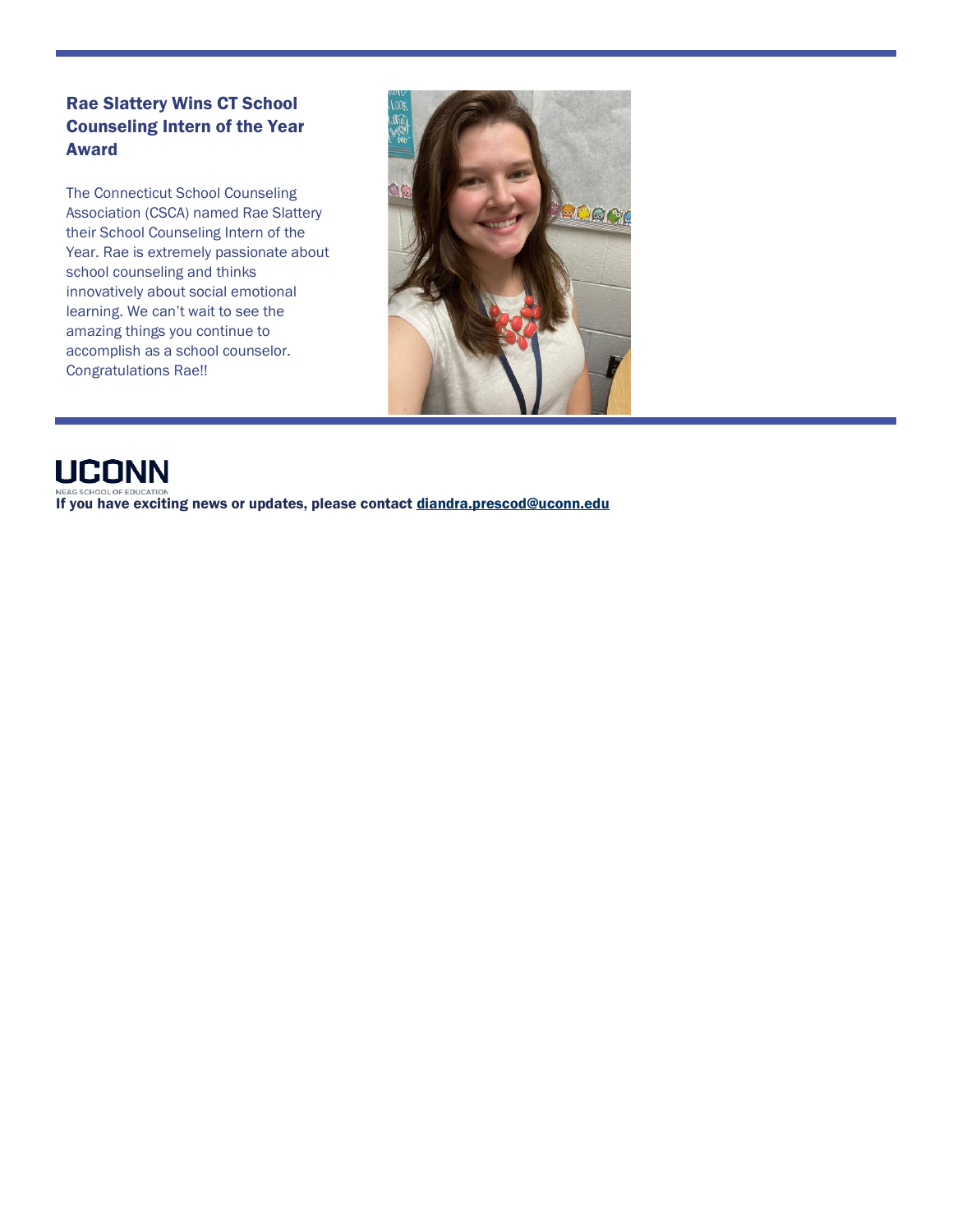## Rae Slattery Wins CT School Counseling Intern of the Year Award

The Connecticut School Counseling Association (CSCA) named Rae Slattery their School Counseling Intern of the Year. Rae is extremely passionate about school counseling and thinks innovatively about social emotional learning. We can't wait to see the amazing things you continue to accomplish as a school counselor. Congratulations Rae!!

UCONN
NEAG SCHOOL OF EDUCATION

**If you have exciting news or updates, please contact [diandra.prescod@uconn.edu](mailto:diandra.prescod@uconn.edu)**